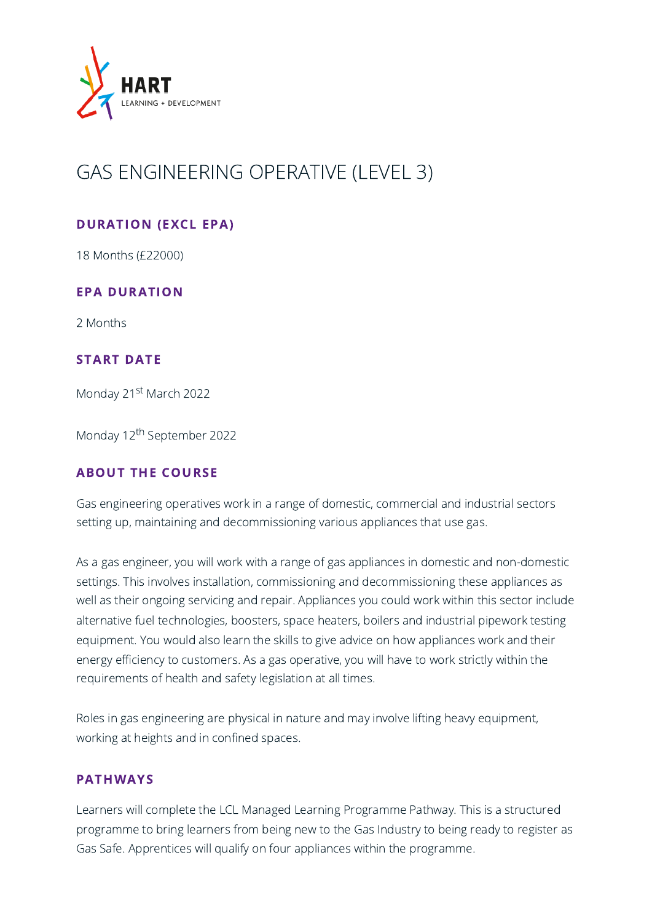HART

LEARNING + DEVELOPMENT

# GAS ENGINEERING OPERATIVE (LEVEL 3)

## DURATION (EXCL EPA)

18 Months (£22000)

## EPA DURATION

2 Months

## START DATE

Monday 21st March 2022

Monday 12th September 2022

## ABOUT THE COURSE

Gas engineering operatives work in a range of domestic, commercial and industrial sectors setting up, maintaining and decommissioning various appliances that use gas.

As a gas engineer, you will work with a range of gas appliances in domestic and non-domestic settings. This involves installation, commissioning and decommissioning these appliances as well as their ongoing servicing and repair. Appliances you could work within this sector include alternative fuel technologies, boosters, space heaters, boilers and industrial pipework testing equipment. You would also learn the skills to give advice on how appliances work and their energy efficiency to customers. As a gas operative, you will have to work strictly within the requirements of health and safety legislation at all times.

Roles in gas engineering are physical in nature and may involve lifting heavy equipment, working at heights and in confined spaces.

## PATHWAYS

Learners will complete the LCL Managed Learning Programme Pathway. This is a structured programme to bring learners from being new to the Gas Industry to being ready to register as Gas Safe. Apprentices will qualify on four appliances within the programme.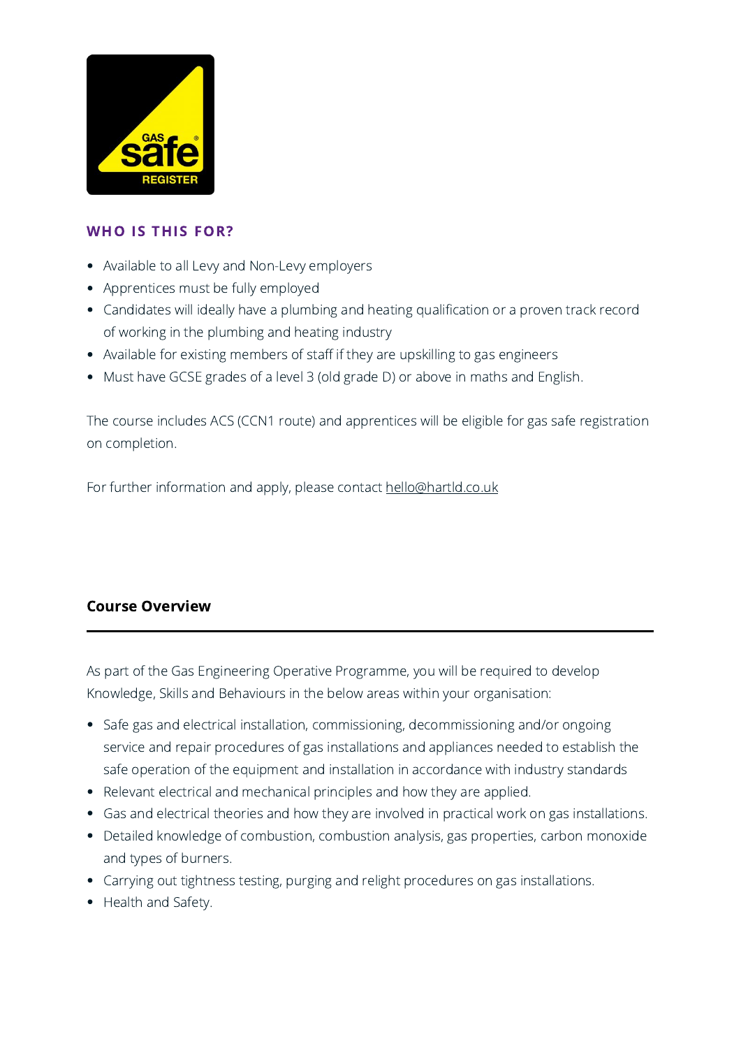## WHO IS THIS FOR?

- Available to all Levy and Non-Levy employers
- Apprentices must be fully employed
- Candidates will ideally have a plumbing and heating qualification or a proven track record of working in the plumbing and heating industry
- Available for existing members of staff if they are upskilling to gas engineers
- Must have GCSE grades of a level 3 (old grade D) or above in maths and English.

The course includes ACS (CCN1 route) and apprentices will be eligible for gas safe registration on completion.

For further information and apply, please contact hello@hartld.co.uk

## Course Overview

As part of the Gas Engineering Operative Programme, you will be required to develop Knowledge, Skills and Behaviours in the below areas within your organisation:

- Safe gas and electrical installation, commissioning, decommissioning and/or ongoing service and repair procedures of gas installations and appliances needed to establish the safe operation of the equipment and installation in accordance with industry standards
- Relevant electrical and mechanical principles and how they are applied.
- Gas and electrical theories and how they are involved in practical work on gas installations.
- Detailed knowledge of combustion, combustion analysis, gas properties, carbon monoxide and types of burners.
- Carrying out tightness testing, purging and relight procedures on gas installations.
- Health and Safety.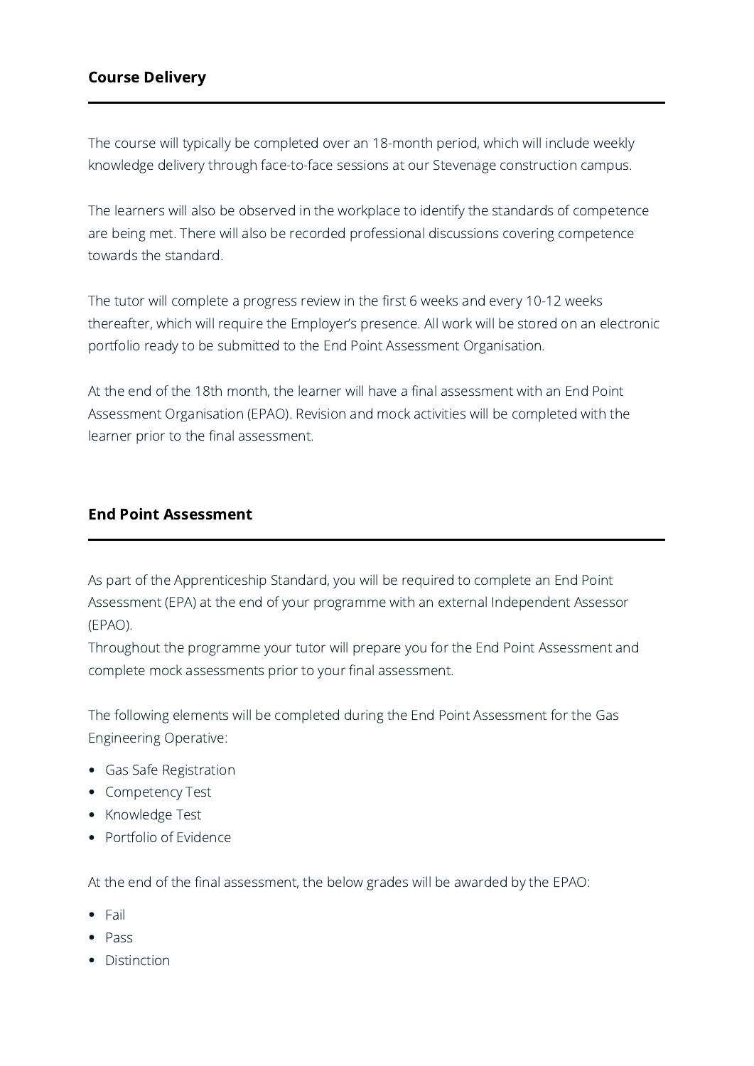## Course Delivery

The course will typically be completed over an 18-month period, which will include weekly knowledge delivery through face-to-face sessions at our Stevenage construction campus.

The learners will also be observed in the workplace to identify the standards of competence are being met. There will also be recorded professional discussions covering competence towards the standard.

The tutor will complete a progress review in the first 6 weeks and every 10-12 weeks thereafter, which will require the Employer's presence. All work will be stored on an electronic portfolio ready to be submitted to the End Point Assessment Organisation.

At the end of the 18th month, the learner will have a final assessment with an End Point Assessment Organisation (EPAO). Revision and mock activities will be completed with the learner prior to the final assessment.

## End Point Assessment

As part of the Apprenticeship Standard, you will be required to complete an End Point Assessment (EPA) at the end of your programme with an external Independent Assessor (EPAO).
Throughout the programme your tutor will prepare you for the End Point Assessment and complete mock assessments prior to your final assessment.

The following elements will be completed during the End Point Assessment for the Gas Engineering Operative:

- Gas Safe Registration
- Competency Test
- Knowledge Test
- Portfolio of Evidence

At the end of the final assessment, the below grades will be awarded by the EPAO:

- Fail
- Pass
- Distinction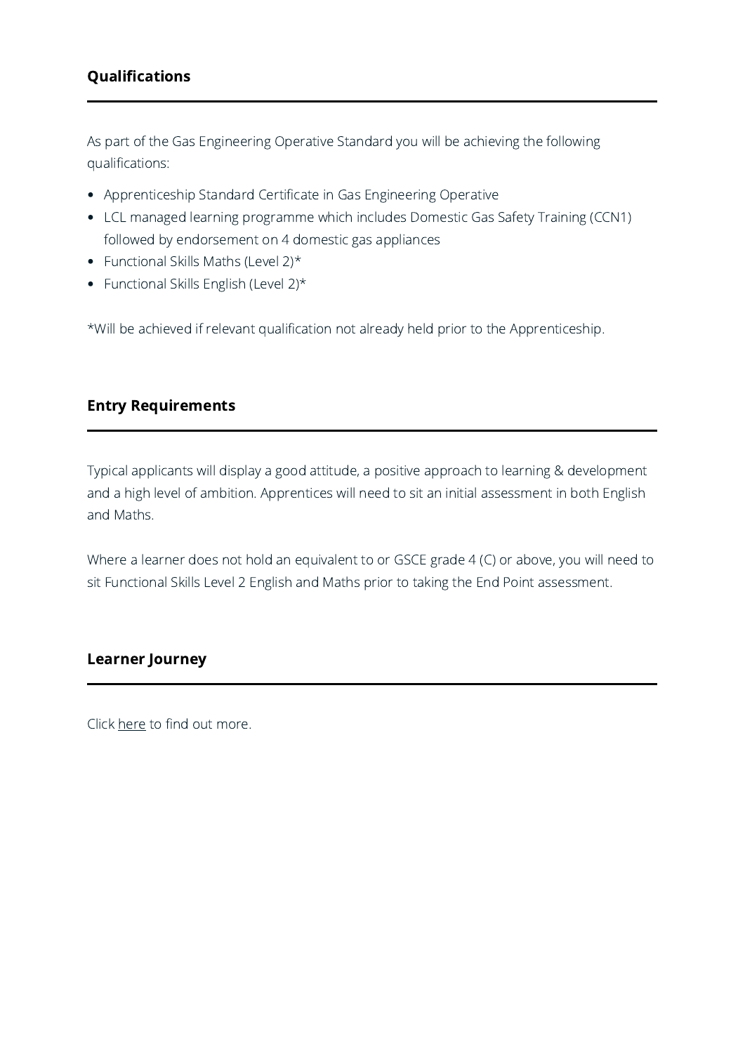## Qualifications

As part of the Gas Engineering Operative Standard you will be achieving the following qualifications:

- Apprenticeship Standard Certificate in Gas Engineering Operative
- LCL managed learning programme which includes Domestic Gas Safety Training (CCN1) followed by endorsement on 4 domestic gas appliances
- Functional Skills Maths (Level 2)*
- Functional Skills English (Level 2)*

*Will be achieved if relevant qualification not already held prior to the Apprenticeship.

## Entry Requirements

Typical applicants will display a good attitude, a positive approach to learning & development and a high level of ambition. Apprentices will need to sit an initial assessment in both English and Maths.

Where a learner does not hold an equivalent to or GSCE grade 4 (C) or above, you will need to sit Functional Skills Level 2 English and Maths prior to taking the End Point assessment.

## Learner Journey

Click here to find out more.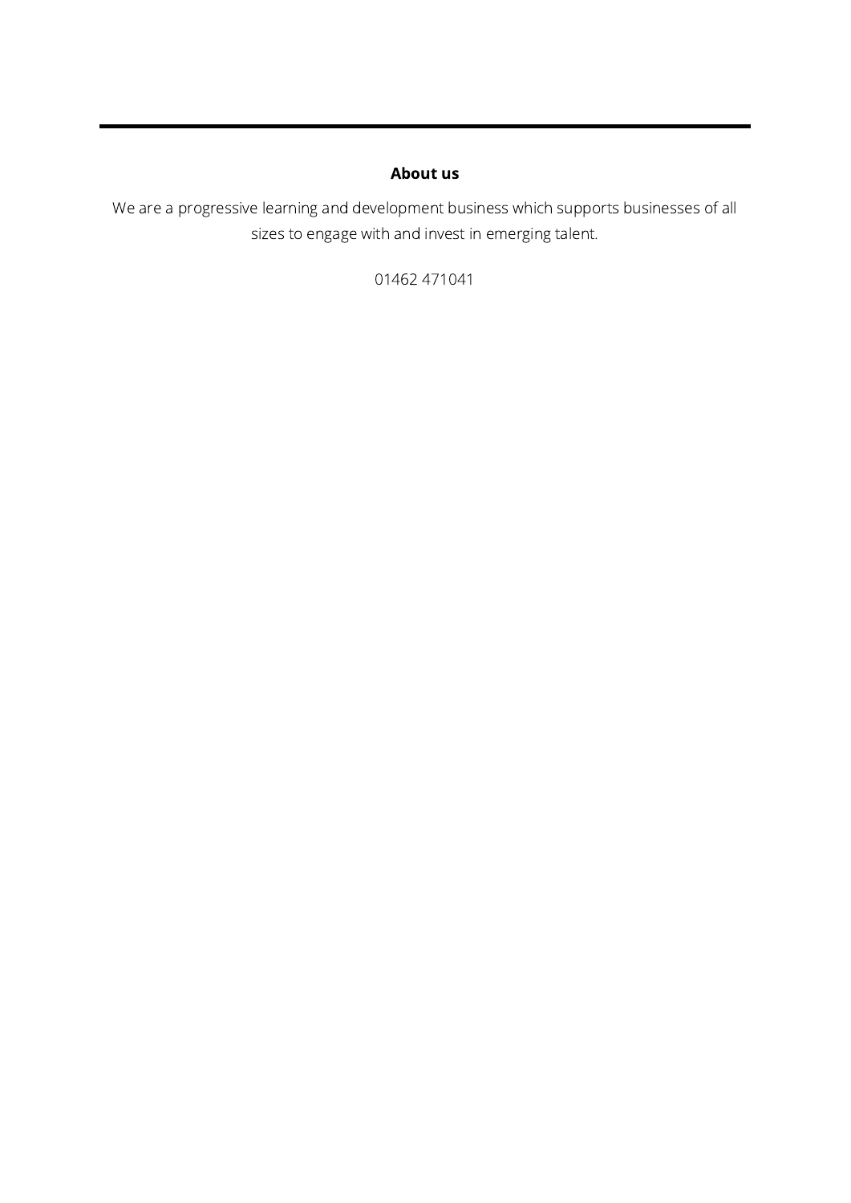---

**About us**

We are a progressive learning and development business which supports businesses of all sizes to engage with and invest in emerging talent.

01462 471041